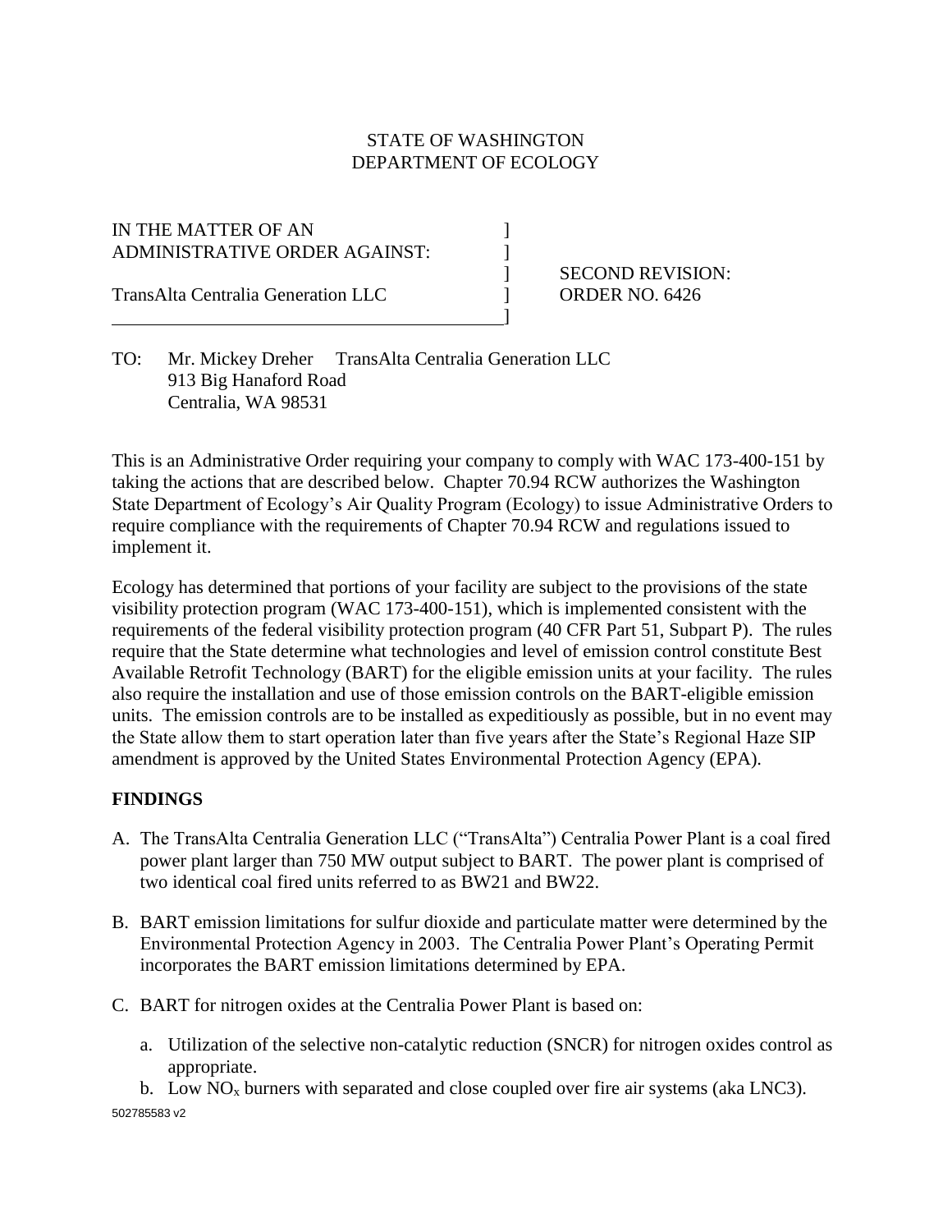STATE OF WASHINGTON
DEPARTMENT OF ECOLOGY

IN THE MATTER OF AN ]
ADMINISTRATIVE ORDER AGAINST: ]
] SECOND REVISION:
TransAlta Centralia Generation LLC ] ORDER NO. 6426
]

TO: Mr. Mickey Dreher TransAlta Centralia Generation LLC
913 Big Hanaford Road
Centralia, WA 98531

This is an Administrative Order requiring your company to comply with WAC 173-400-151 by taking the actions that are described below. Chapter 70.94 RCW authorizes the Washington State Department of Ecology's Air Quality Program (Ecology) to issue Administrative Orders to require compliance with the requirements of Chapter 70.94 RCW and regulations issued to implement it.

Ecology has determined that portions of your facility are subject to the provisions of the state visibility protection program (WAC 173-400-151), which is implemented consistent with the requirements of the federal visibility protection program (40 CFR Part 51, Subpart P). The rules require that the State determine what technologies and level of emission control constitute Best Available Retrofit Technology (BART) for the eligible emission units at your facility. The rules also require the installation and use of those emission controls on the BART-eligible emission units. The emission controls are to be installed as expeditiously as possible, but in no event may the State allow them to start operation later than five years after the State's Regional Haze SIP amendment is approved by the United States Environmental Protection Agency (EPA).

## FINDINGS

A. The TransAlta Centralia Generation LLC ("TransAlta") Centralia Power Plant is a coal fired power plant larger than 750 MW output subject to BART. The power plant is comprised of two identical coal fired units referred to as BW21 and BW22.

B. BART emission limitations for sulfur dioxide and particulate matter were determined by the Environmental Protection Agency in 2003. The Centralia Power Plant's Operating Permit incorporates the BART emission limitations determined by EPA.

C. BART for nitrogen oxides at the Centralia Power Plant is based on:

   a. Utilization of the selective non-catalytic reduction (SNCR) for nitrogen oxides control as appropriate.
   b. Low $NO_x$ burners with separated and close coupled over fire air systems (aka LNC3).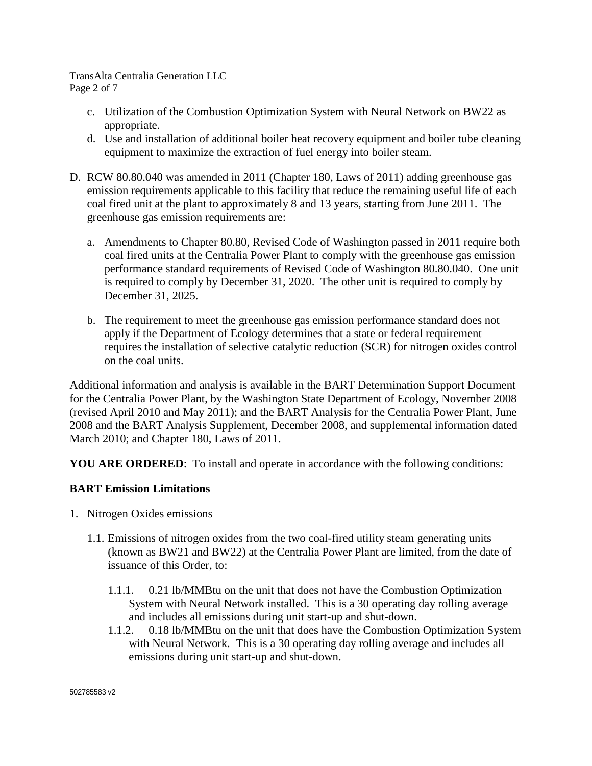c. Utilization of the Combustion Optimization System with Neural Network on BW22 as appropriate.
d. Use and installation of additional boiler heat recovery equipment and boiler tube cleaning equipment to maximize the extraction of fuel energy into boiler steam.

D. RCW 80.80.040 was amended in 2011 (Chapter 180, Laws of 2011) adding greenhouse gas emission requirements applicable to this facility that reduce the remaining useful life of each coal fired unit at the plant to approximately 8 and 13 years, starting from June 2011. The greenhouse gas emission requirements are:

   a. Amendments to Chapter 80.80, Revised Code of Washington passed in 2011 require both coal fired units at the Centralia Power Plant to comply with the greenhouse gas emission performance standard requirements of Revised Code of Washington 80.80.040. One unit is required to comply by December 31, 2020. The other unit is required to comply by December 31, 2025.

   b. The requirement to meet the greenhouse gas emission performance standard does not apply if the Department of Ecology determines that a state or federal requirement requires the installation of selective catalytic reduction (SCR) for nitrogen oxides control on the coal units.

Additional information and analysis is available in the BART Determination Support Document for the Centralia Power Plant, by the Washington State Department of Ecology, November 2008 (revised April 2010 and May 2011); and the BART Analysis for the Centralia Power Plant, June 2008 and the BART Analysis Supplement, December 2008, and supplemental information dated March 2010; and Chapter 180, Laws of 2011.

**YOU ARE ORDERED**: To install and operate in accordance with the following conditions:

**BART Emission Limitations**

1. Nitrogen Oxides emissions

   1.1. Emissions of nitrogen oxides from the two coal-fired utility steam generating units (known as BW21 and BW22) at the Centralia Power Plant are limited, from the date of issuance of this Order, to:

      1.1.1. 0.21 lb/MMBtu on the unit that does not have the Combustion Optimization System with Neural Network installed. This is a 30 operating day rolling average and includes all emissions during unit start-up and shut-down.

      1.1.2. 0.18 lb/MMBtu on the unit that does have the Combustion Optimization System with Neural Network. This is a 30 operating day rolling average and includes all emissions during unit start-up and shut-down.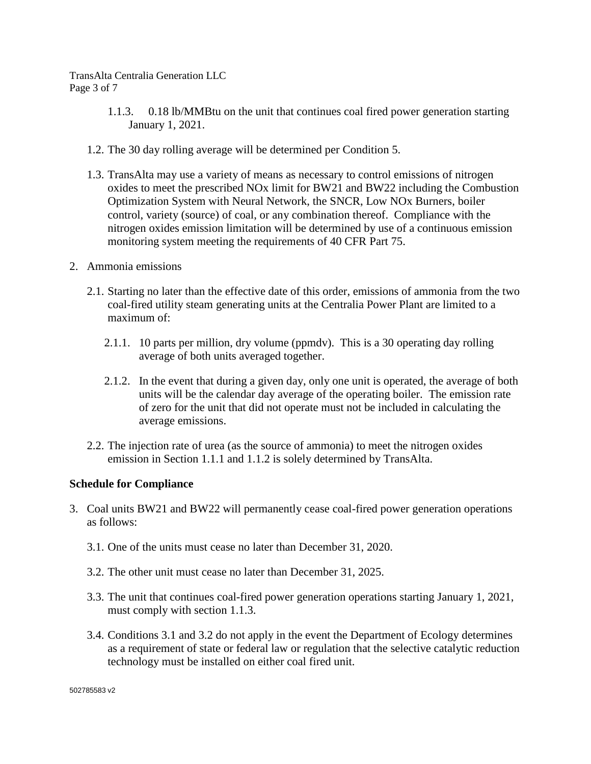1.1.3. 0.18 lb/MMBtu on the unit that continues coal fired power generation starting January 1, 2021.

1.2. The 30 day rolling average will be determined per Condition 5.

1.3. TransAlta may use a variety of means as necessary to control emissions of nitrogen oxides to meet the prescribed NOx limit for BW21 and BW22 including the Combustion Optimization System with Neural Network, the SNCR, Low NOx Burners, boiler control, variety (source) of coal, or any combination thereof. Compliance with the nitrogen oxides emission limitation will be determined by use of a continuous emission monitoring system meeting the requirements of 40 CFR Part 75.

2. Ammonia emissions

2.1. Starting no later than the effective date of this order, emissions of ammonia from the two coal-fired utility steam generating units at the Centralia Power Plant are limited to a maximum of:

2.1.1. 10 parts per million, dry volume (ppmdv). This is a 30 operating day rolling average of both units averaged together.

2.1.2. In the event that during a given day, only one unit is operated, the average of both units will be the calendar day average of the operating boiler. The emission rate of zero for the unit that did not operate must not be included in calculating the average emissions.

2.2. The injection rate of urea (as the source of ammonia) to meet the nitrogen oxides emission in Section 1.1.1 and 1.1.2 is solely determined by TransAlta.

**Schedule for Compliance**

3. Coal units BW21 and BW22 will permanently cease coal-fired power generation operations as follows:

3.1. One of the units must cease no later than December 31, 2020.

3.2. The other unit must cease no later than December 31, 2025.

3.3. The unit that continues coal-fired power generation operations starting January 1, 2021, must comply with section 1.1.3.

3.4. Conditions 3.1 and 3.2 do not apply in the event the Department of Ecology determines as a requirement of state or federal law or regulation that the selective catalytic reduction technology must be installed on either coal fired unit.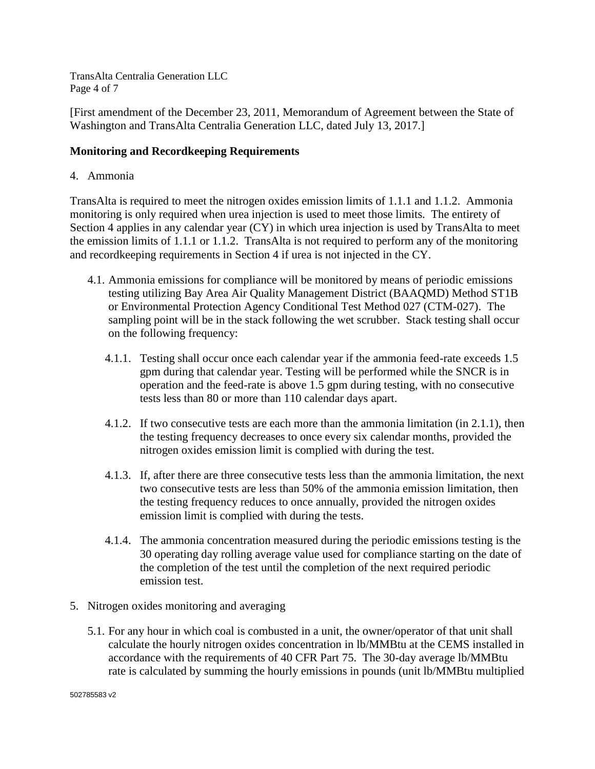[First amendment of the December 23, 2011, Memorandum of Agreement between the State of Washington and TransAlta Centralia Generation LLC, dated July 13, 2017.]

**Monitoring and Recordkeeping Requirements**

4. Ammonia

TransAlta is required to meet the nitrogen oxides emission limits of 1.1.1 and 1.1.2. Ammonia monitoring is only required when urea injection is used to meet those limits. The entirety of Section 4 applies in any calendar year (CY) in which urea injection is used by TransAlta to meet the emission limits of 1.1.1 or 1.1.2. TransAlta is not required to perform any of the monitoring and recordkeeping requirements in Section 4 if urea is not injected in the CY.

4.1. Ammonia emissions for compliance will be monitored by means of periodic emissions testing utilizing Bay Area Air Quality Management District (BAAQMD) Method ST1B or Environmental Protection Agency Conditional Test Method 027 (CTM-027). The sampling point will be in the stack following the wet scrubber. Stack testing shall occur on the following frequency:

4.1.1. Testing shall occur once each calendar year if the ammonia feed-rate exceeds 1.5 gpm during that calendar year. Testing will be performed while the SNCR is in operation and the feed-rate is above 1.5 gpm during testing, with no consecutive tests less than 80 or more than 110 calendar days apart.

4.1.2. If two consecutive tests are each more than the ammonia limitation (in 2.1.1), then the testing frequency decreases to once every six calendar months, provided the nitrogen oxides emission limit is complied with during the test.

4.1.3. If, after there are three consecutive tests less than the ammonia limitation, the next two consecutive tests are less than 50% of the ammonia emission limitation, then the testing frequency reduces to once annually, provided the nitrogen oxides emission limit is complied with during the tests.

4.1.4. The ammonia concentration measured during the periodic emissions testing is the 30 operating day rolling average value used for compliance starting on the date of the completion of the test until the completion of the next required periodic emission test.

5. Nitrogen oxides monitoring and averaging

5.1. For any hour in which coal is combusted in a unit, the owner/operator of that unit shall calculate the hourly nitrogen oxides concentration in lb/MMBtu at the CEMS installed in accordance with the requirements of 40 CFR Part 75. The 30-day average lb/MMBtu rate is calculated by summing the hourly emissions in pounds (unit lb/MMBtu multiplied

502785583 v2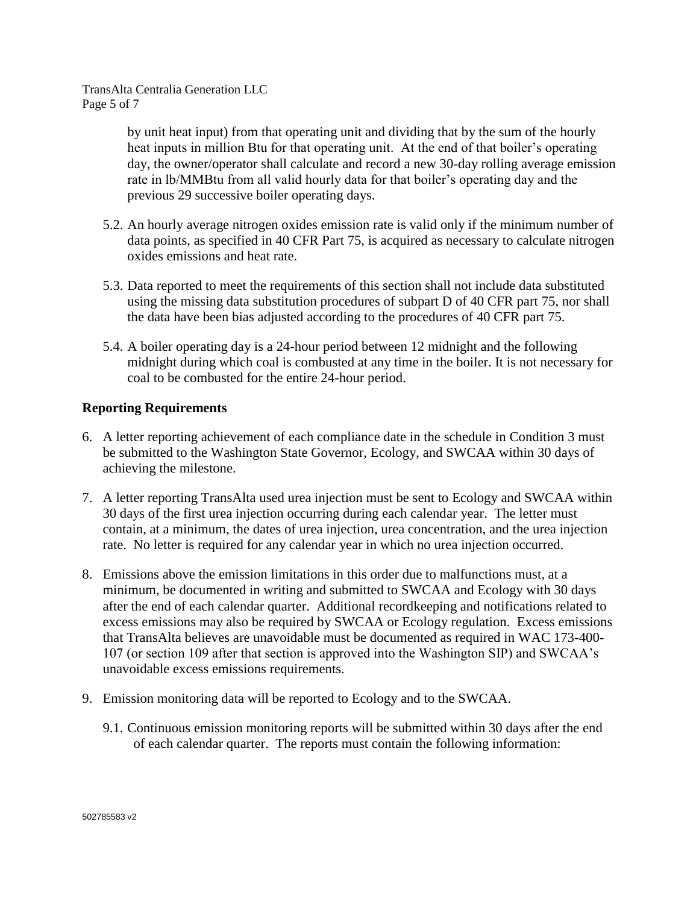by unit heat input) from that operating unit and dividing that by the sum of the hourly heat inputs in million Btu for that operating unit. At the end of that boiler's operating day, the owner/operator shall calculate and record a new 30-day rolling average emission rate in lb/MMBtu from all valid hourly data for that boiler's operating day and the previous 29 successive boiler operating days.

5.2. An hourly average nitrogen oxides emission rate is valid only if the minimum number of data points, as specified in 40 CFR Part 75, is acquired as necessary to calculate nitrogen oxides emissions and heat rate.

5.3. Data reported to meet the requirements of this section shall not include data substituted using the missing data substitution procedures of subpart D of 40 CFR part 75, nor shall the data have been bias adjusted according to the procedures of 40 CFR part 75.

5.4. A boiler operating day is a 24-hour period between 12 midnight and the following midnight during which coal is combusted at any time in the boiler. It is not necessary for coal to be combusted for the entire 24-hour period.

**Reporting Requirements**

6. A letter reporting achievement of each compliance date in the schedule in Condition 3 must be submitted to the Washington State Governor, Ecology, and SWCAA within 30 days of achieving the milestone.

7. A letter reporting TransAlta used urea injection must be sent to Ecology and SWCAA within 30 days of the first urea injection occurring during each calendar year. The letter must contain, at a minimum, the dates of urea injection, urea concentration, and the urea injection rate. No letter is required for any calendar year in which no urea injection occurred.

8. Emissions above the emission limitations in this order due to malfunctions must, at a minimum, be documented in writing and submitted to SWCAA and Ecology with 30 days after the end of each calendar quarter. Additional recordkeeping and notifications related to excess emissions may also be required by SWCAA or Ecology regulation. Excess emissions that TransAlta believes are unavoidable must be documented as required in WAC 173-400-107 (or section 109 after that section is approved into the Washington SIP) and SWCAA's unavoidable excess emissions requirements.

9. Emission monitoring data will be reported to Ecology and to the SWCAA.

   9.1. Continuous emission monitoring reports will be submitted within 30 days after the end of each calendar quarter. The reports must contain the following information: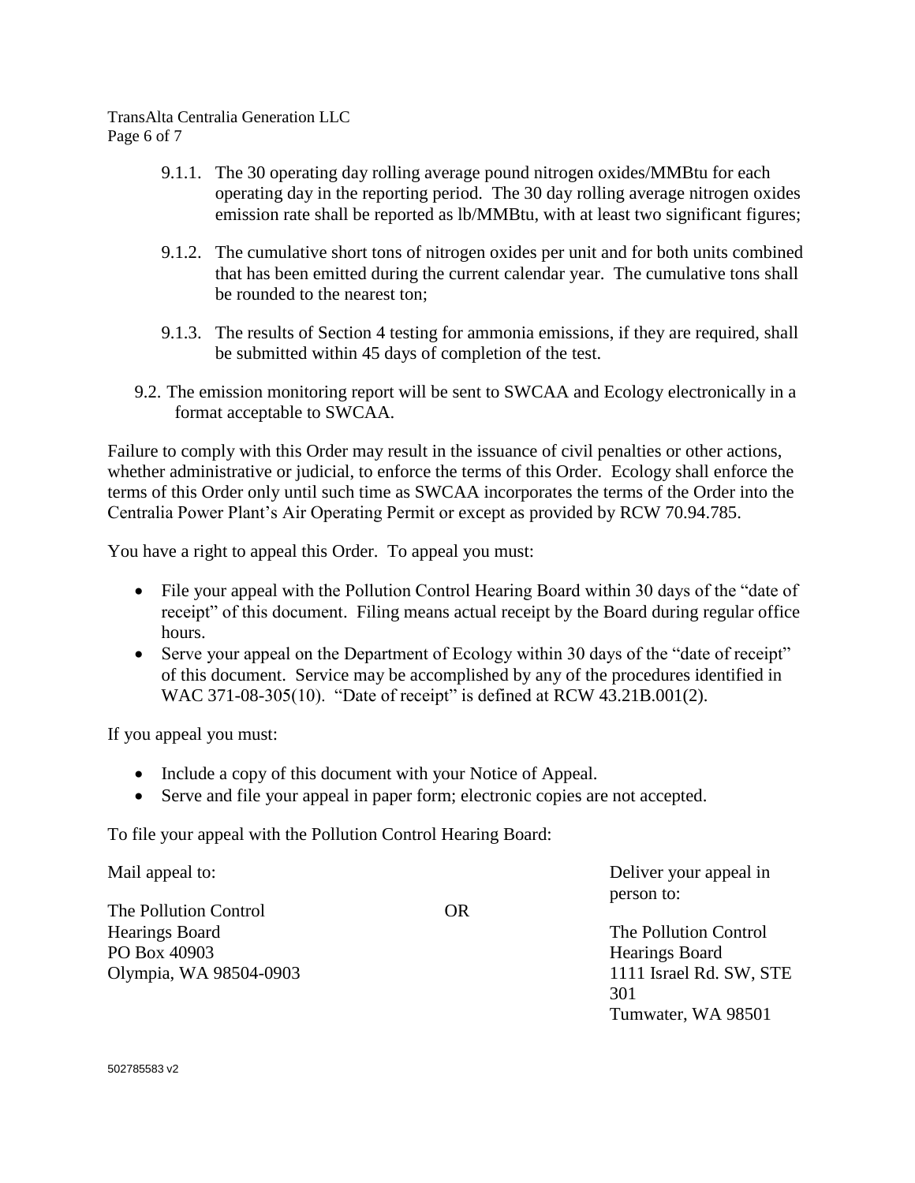9.1.1. The 30 operating day rolling average pound nitrogen oxides/MMBtu for each operating day in the reporting period. The 30 day rolling average nitrogen oxides emission rate shall be reported as lb/MMBtu, with at least two significant figures;

9.1.2. The cumulative short tons of nitrogen oxides per unit and for both units combined that has been emitted during the current calendar year. The cumulative tons shall be rounded to the nearest ton;

9.1.3. The results of Section 4 testing for ammonia emissions, if they are required, shall be submitted within 45 days of completion of the test.

9.2. The emission monitoring report will be sent to SWCAA and Ecology electronically in a format acceptable to SWCAA.

Failure to comply with this Order may result in the issuance of civil penalties or other actions, whether administrative or judicial, to enforce the terms of this Order. Ecology shall enforce the terms of this Order only until such time as SWCAA incorporates the terms of the Order into the Centralia Power Plant's Air Operating Permit or except as provided by RCW 70.94.785.

You have a right to appeal this Order. To appeal you must:

- File your appeal with the Pollution Control Hearing Board within 30 days of the "date of receipt" of this document. Filing means actual receipt by the Board during regular office hours.
- Serve your appeal on the Department of Ecology within 30 days of the "date of receipt" of this document. Service may be accomplished by any of the procedures identified in WAC 371-08-305(10). "Date of receipt" is defined at RCW 43.21B.001(2).

If you appeal you must:

- Include a copy of this document with your Notice of Appeal.
- Serve and file your appeal in paper form; electronic copies are not accepted.

To file your appeal with the Pollution Control Hearing Board:

Mail appeal to:

The Pollution Control
Hearings Board
PO Box 40903
Olympia, WA 98504-0903

OR

Deliver your appeal in person to:

The Pollution Control
Hearings Board
1111 Israel Rd. SW, STE 301
Tumwater, WA 98501

502785583 v2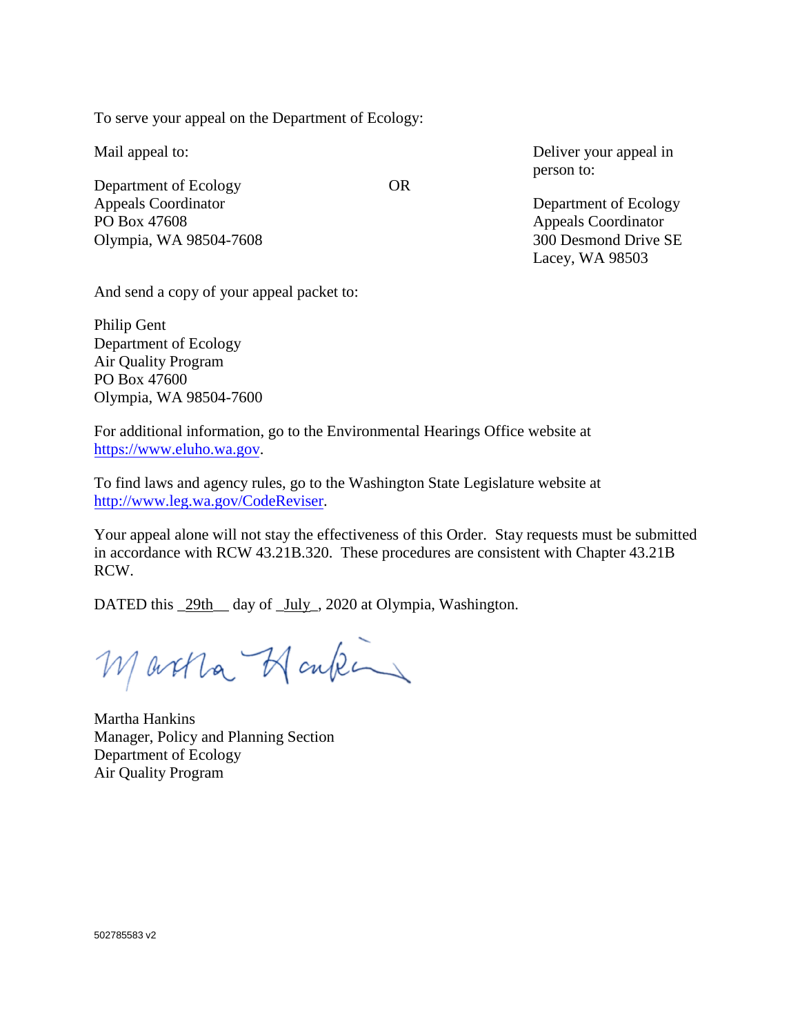To serve your appeal on the Department of Ecology:

Mail appeal to:

Department of Ecology
Appeals Coordinator
PO Box 47608
Olympia, WA 98504-7608

OR

Deliver your appeal in person to:

Department of Ecology
Appeals Coordinator
300 Desmond Drive SE
Lacey, WA 98503

And send a copy of your appeal packet to:

Philip Gent
Department of Ecology
Air Quality Program
PO Box 47600
Olympia, WA 98504-7600

For additional information, go to the Environmental Hearings Office website at https://www.eluho.wa.gov.

To find laws and agency rules, go to the Washington State Legislature website at http://www.leg.wa.gov/CodeReviser.

Your appeal alone will not stay the effectiveness of this Order. Stay requests must be submitted in accordance with RCW 43.21B.320. These procedures are consistent with Chapter 43.21B RCW.

DATED this _29th__ day of _July_, 2020 at Olympia, Washington.

Martha Hankins
Manager, Policy and Planning Section
Department of Ecology
Air Quality Program

502785583 v2